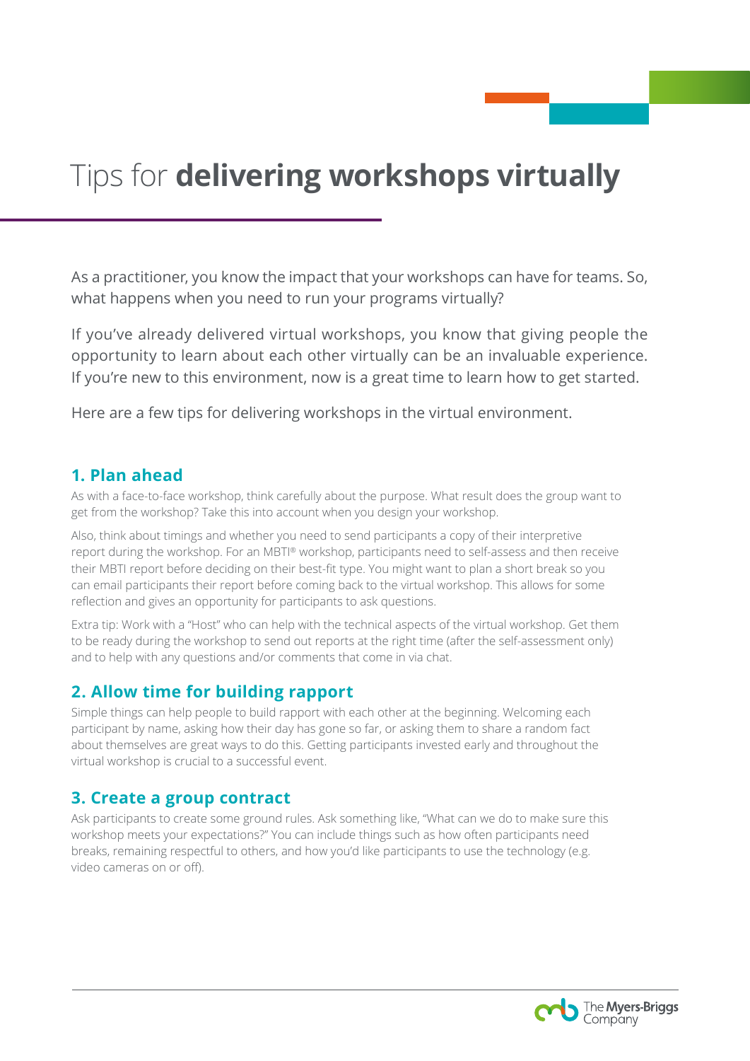# Tips for **delivering workshops virtually**

As a practitioner, you know the impact that your workshops can have for teams. So, what happens when you need to run your programs virtually?

If you've already delivered virtual workshops, you know that giving people the opportunity to learn about each other virtually can be an invaluable experience. If you're new to this environment, now is a great time to learn how to get started.

Here are a few tips for delivering workshops in the virtual environment.

## 1. Plan ahead

As with a face-to-face workshop, think carefully about the purpose. What result does the group want to get from the workshop? Take this into account when you design your workshop.

Also, think about timings and whether you need to send participants a copy of their interpretive report during the workshop. For an MBTI® workshop, participants need to self-assess and then receive their MBTI report before deciding on their best-fit type. You might want to plan a short break so you can email participants their report before coming back to the virtual workshop. This allows for some reflection and gives an opportunity for participants to ask questions.

Extra tip: Work with a "Host" who can help with the technical aspects of the virtual workshop. Get them to be ready during the workshop to send out reports at the right time (after the self-assessment only) and to help with any questions and/or comments that come in via chat.

## 2. Allow time for building rapport

Simple things can help people to build rapport with each other at the beginning. Welcoming each participant by name, asking how their day has gone so far, or asking them to share a random fact about themselves are great ways to do this. Getting participants invested early and throughout the virtual workshop is crucial to a successful event.

## 3. Create a group contract

Ask participants to create some ground rules. Ask something like, "What can we do to make sure this workshop meets your expectations?" You can include things such as how often participants need breaks, remaining respectful to others, and how you'd like participants to use the technology (e.g. video cameras on or off).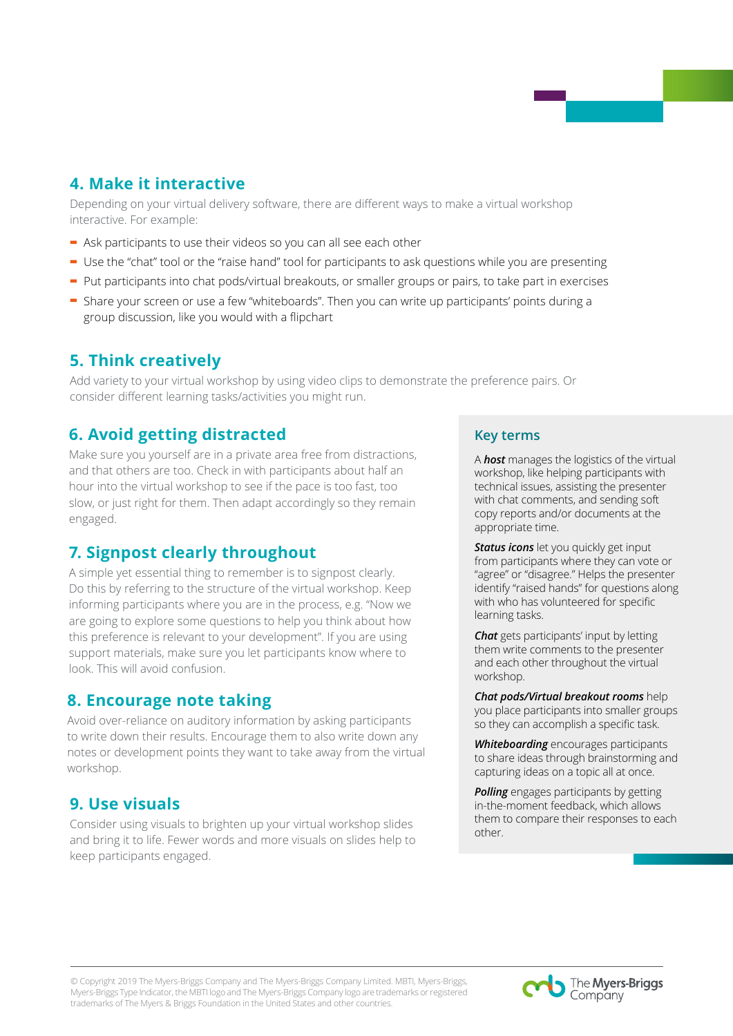## 4. Make it interactive

Depending on your virtual delivery software, there are different ways to make a virtual workshop interactive. For example:

- Ask participants to use their videos so you can all see each other
- Use the "chat" tool or the "raise hand" tool for participants to ask questions while you are presenting
- Put participants into chat pods/virtual breakouts, or smaller groups or pairs, to take part in exercises
- Share your screen or use a few "whiteboards". Then you can write up participants' points during a group discussion, like you would with a flipchart

## 5. Think creatively

Add variety to your virtual workshop by using video clips to demonstrate the preference pairs. Or consider different learning tasks/activities you might run.

## 6. Avoid getting distracted

Make sure you yourself are in a private area free from distractions, and that others are too. Check in with participants about half an hour into the virtual workshop to see if the pace is too fast, too slow, or just right for them. Then adapt accordingly so they remain engaged.

## 7. Signpost clearly throughout

A simple yet essential thing to remember is to signpost clearly. Do this by referring to the structure of the virtual workshop. Keep informing participants where you are in the process, e.g. "Now we are going to explore some questions to help you think about how this preference is relevant to your development". If you are using support materials, make sure you let participants know where to look. This will avoid confusion.

## 8. Encourage note taking

Avoid over-reliance on auditory information by asking participants to write down their results. Encourage them to also write down any notes or development points they want to take away from the virtual workshop.

## 9. Use visuals

Consider using visuals to brighten up your virtual workshop slides and bring it to life. Fewer words and more visuals on slides help to keep participants engaged.

### Key terms

A ***host*** manages the logistics of the virtual workshop, like helping participants with technical issues, assisting the presenter with chat comments, and sending soft copy reports and/or documents at the appropriate time.

***Status icons*** let you quickly get input from participants where they can vote or "agree" or "disagree." Helps the presenter identify "raised hands" for questions along with who has volunteered for specific learning tasks.

***Chat*** gets participants' input by letting them write comments to the presenter and each other throughout the virtual workshop.

***Chat pods/Virtual breakout rooms*** help you place participants into smaller groups so they can accomplish a specific task.

***Whiteboarding*** encourages participants to share ideas through brainstorming and capturing ideas on a topic all at once.

***Polling*** engages participants by getting in-the-moment feedback, which allows them to compare their responses to each other.

© Copyright 2019 The Myers-Briggs Company and The Myers-Briggs Company Limited. MBTI, Myers-Briggs, Myers-Briggs Type Indicator, the MBTI logo and The Myers-Briggs Company logo are trademarks or registered trademarks of The Myers & Briggs Foundation in the United States and other countries.

The Myers-Briggs Company